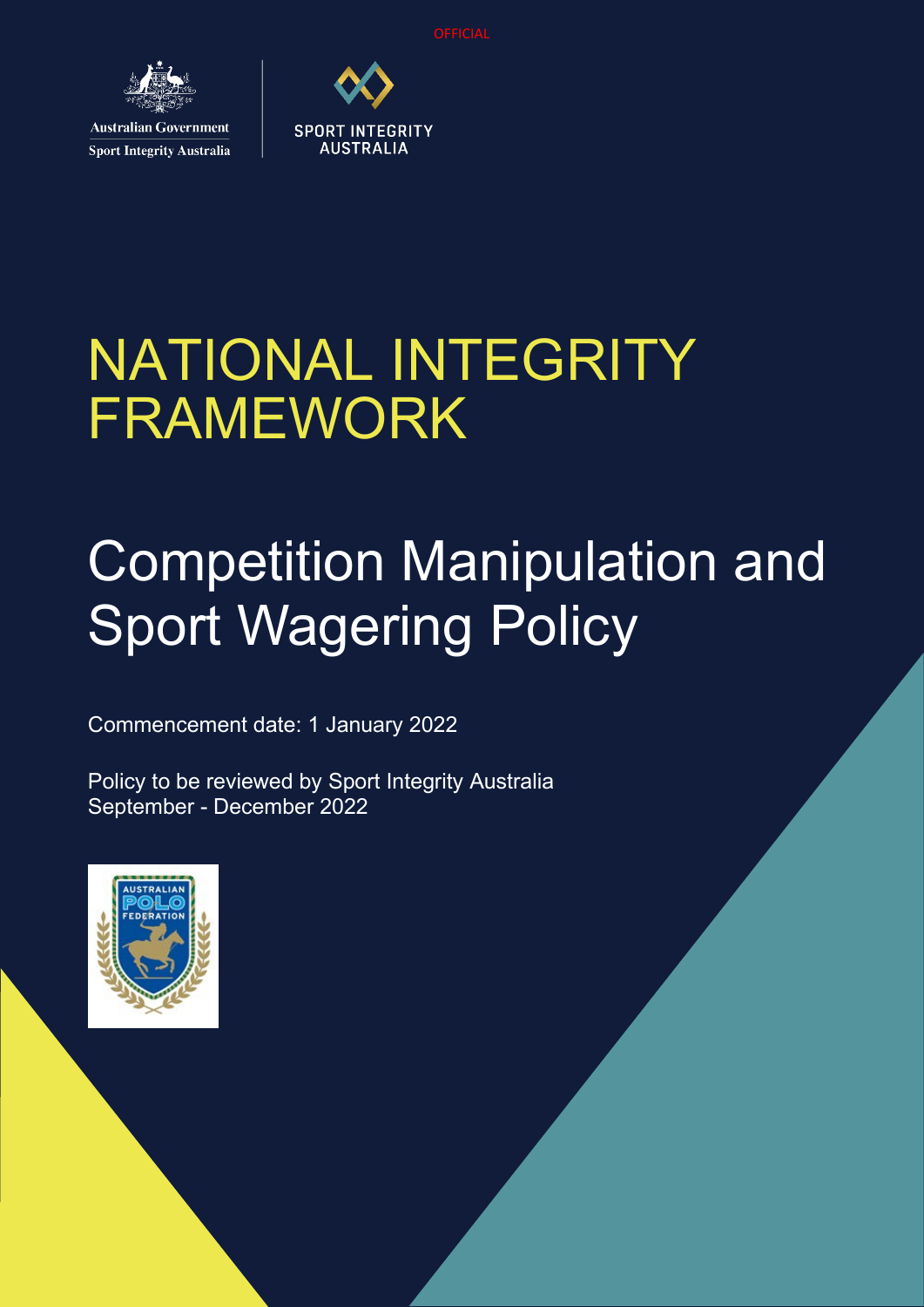OFFICIAL

Australian Government
Sport Integrity Australia

SPORT INTEGRITY AUSTRALIA

# NATIONAL INTEGRITY FRAMEWORK

# Competition Manipulation and Sport Wagering Policy

Commencement date: 1 January 2022

Policy to be reviewed by Sport Integrity Australia September - December 2022

AUSTRALIAN POLO FEDERATION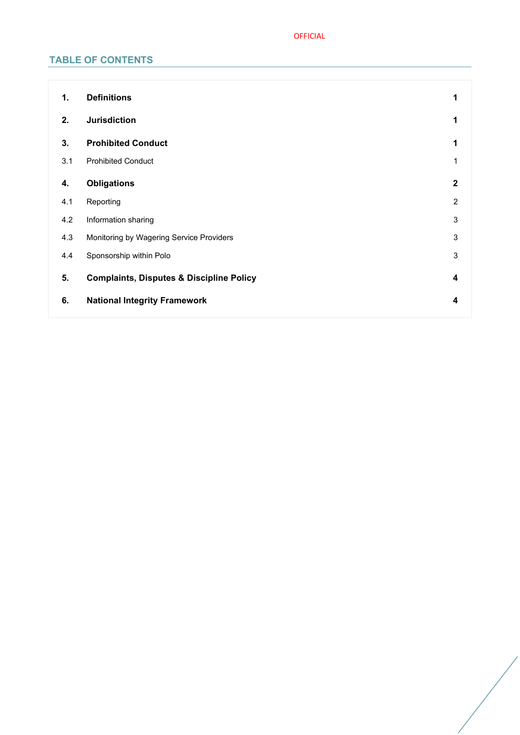## TABLE OF CONTENTS

| | | |
|---|---|---|
| **1.** | **Definitions** | **1** |
| **2.** | **Jurisdiction** | **1** |
| **3.** | **Prohibited Conduct** | **1** |
| 3.1 | Prohibited Conduct | 1 |
| **4.** | **Obligations** | **2** |
| 4.1 | Reporting | 2 |
| 4.2 | Information sharing | 3 |
| 4.3 | Monitoring by Wagering Service Providers | 3 |
| 4.4 | Sponsorship within Polo | 3 |
| **5.** | **Complaints, Disputes & Discipline Policy** | **4** |
| **6.** | **National Integrity Framework** | **4** |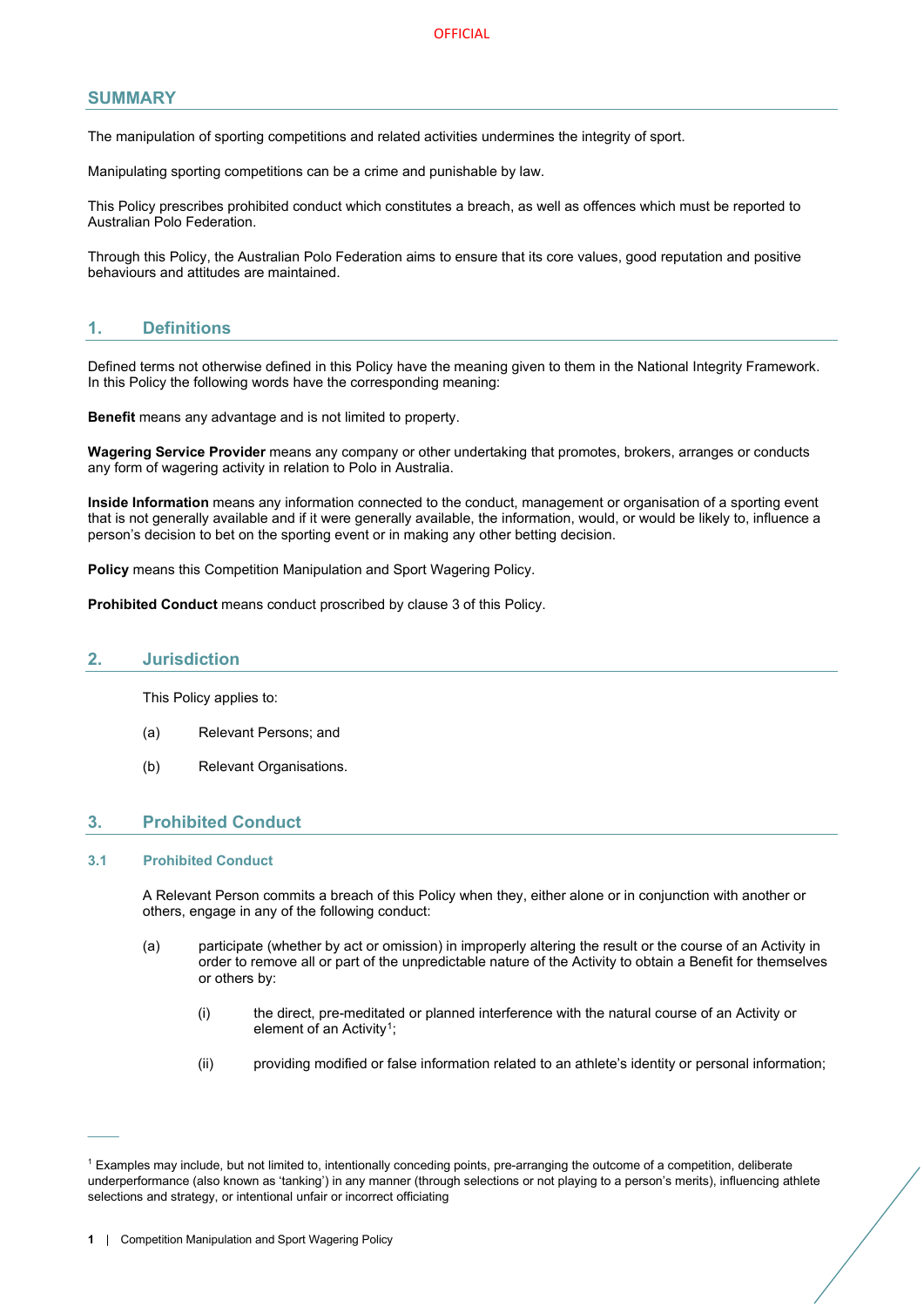## SUMMARY

The manipulation of sporting competitions and related activities undermines the integrity of sport.

Manipulating sporting competitions can be a crime and punishable by law.

This Policy prescribes prohibited conduct which constitutes a breach, as well as offences which must be reported to Australian Polo Federation.

Through this Policy, the Australian Polo Federation aims to ensure that its core values, good reputation and positive behaviours and attitudes are maintained.

## 1. Definitions

Defined terms not otherwise defined in this Policy have the meaning given to them in the National Integrity Framework. In this Policy the following words have the corresponding meaning:

**Benefit** means any advantage and is not limited to property.

**Wagering Service Provider** means any company or other undertaking that promotes, brokers, arranges or conducts any form of wagering activity in relation to Polo in Australia.

**Inside Information** means any information connected to the conduct, management or organisation of a sporting event that is not generally available and if it were generally available, the information, would, or would be likely to, influence a person's decision to bet on the sporting event or in making any other betting decision.

**Policy** means this Competition Manipulation and Sport Wagering Policy.

**Prohibited Conduct** means conduct proscribed by clause 3 of this Policy.

## 2. Jurisdiction

This Policy applies to:

(a) Relevant Persons; and

(b) Relevant Organisations.

## 3. Prohibited Conduct

### 3.1 Prohibited Conduct

A Relevant Person commits a breach of this Policy when they, either alone or in conjunction with another or others, engage in any of the following conduct:

(a) participate (whether by act or omission) in improperly altering the result or the course of an Activity in order to remove all or part of the unpredictable nature of the Activity to obtain a Benefit for themselves or others by:

(i) the direct, pre-meditated or planned interference with the natural course of an Activity or element of an Activity[1];

(ii) providing modified or false information related to an athlete's identity or personal information;

---

[1] Examples may include, but not limited to, intentionally conceding points, pre-arranging the outcome of a competition, deliberate underperformance (also known as 'tanking') in any manner (through selections or not playing to a person's merits), influencing athlete selections and strategy, or intentional unfair or incorrect officiating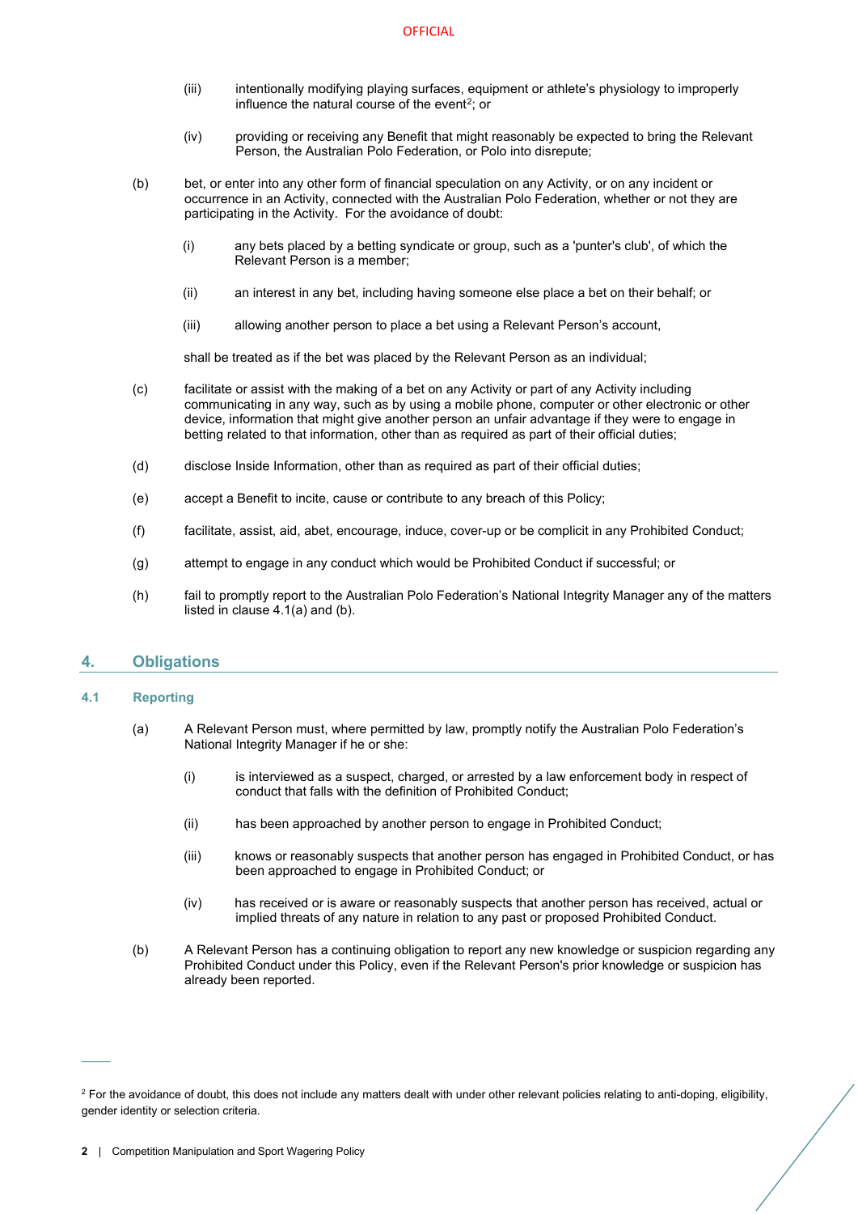(iii) intentionally modifying playing surfaces, equipment or athlete's physiology to improperly influence the natural course of the event[2]; or

(iv) providing or receiving any Benefit that might reasonably be expected to bring the Relevant Person, the Australian Polo Federation, or Polo into disrepute;

(b) bet, or enter into any other form of financial speculation on any Activity, or on any incident or occurrence in an Activity, connected with the Australian Polo Federation, whether or not they are participating in the Activity. For the avoidance of doubt:

(i) any bets placed by a betting syndicate or group, such as a 'punter's club', of which the Relevant Person is a member;

(ii) an interest in any bet, including having someone else place a bet on their behalf; or

(iii) allowing another person to place a bet using a Relevant Person's account,

shall be treated as if the bet was placed by the Relevant Person as an individual;

(c) facilitate or assist with the making of a bet on any Activity or part of any Activity including communicating in any way, such as by using a mobile phone, computer or other electronic or other device, information that might give another person an unfair advantage if they were to engage in betting related to that information, other than as required as part of their official duties;

(d) disclose Inside Information, other than as required as part of their official duties;

(e) accept a Benefit to incite, cause or contribute to any breach of this Policy;

(f) facilitate, assist, aid, abet, encourage, induce, cover-up or be complicit in any Prohibited Conduct;

(g) attempt to engage in any conduct which would be Prohibited Conduct if successful; or

(h) fail to promptly report to the Australian Polo Federation's National Integrity Manager any of the matters listed in clause 4.1(a) and (b).

## 4. Obligations

### 4.1 Reporting

(a) A Relevant Person must, where permitted by law, promptly notify the Australian Polo Federation's National Integrity Manager if he or she:

(i) is interviewed as a suspect, charged, or arrested by a law enforcement body in respect of conduct that falls with the definition of Prohibited Conduct;

(ii) has been approached by another person to engage in Prohibited Conduct;

(iii) knows or reasonably suspects that another person has engaged in Prohibited Conduct, or has been approached to engage in Prohibited Conduct; or

(iv) has received or is aware or reasonably suspects that another person has received, actual or implied threats of any nature in relation to any past or proposed Prohibited Conduct.

(b) A Relevant Person has a continuing obligation to report any new knowledge or suspicion regarding any Prohibited Conduct under this Policy, even if the Relevant Person's prior knowledge or suspicion has already been reported.

---

[2] For the avoidance of doubt, this does not include any matters dealt with under other relevant policies relating to anti-doping, eligibility, gender identity or selection criteria.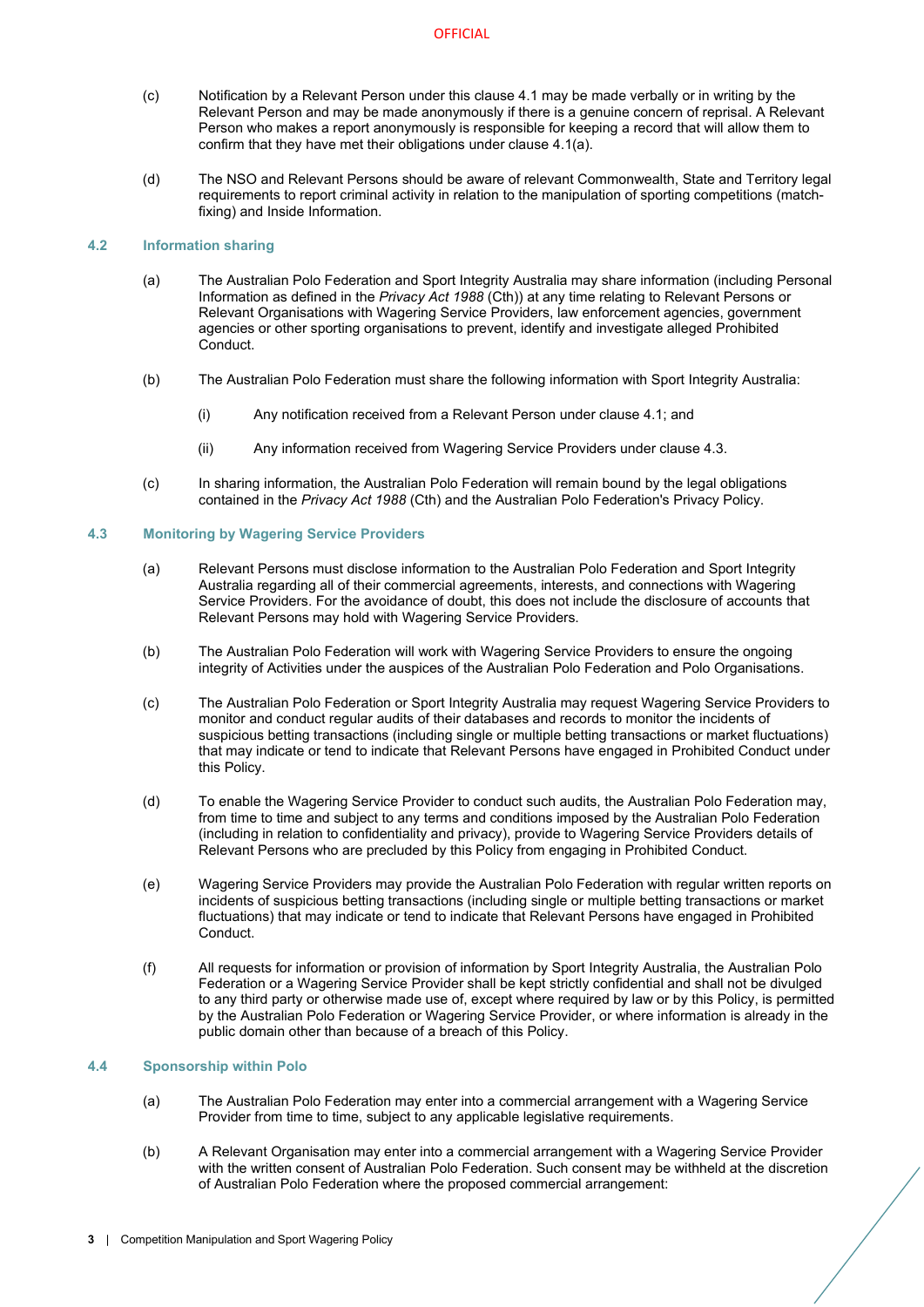(c) Notification by a Relevant Person under this clause 4.1 may be made verbally or in writing by the Relevant Person and may be made anonymously if there is a genuine concern of reprisal. A Relevant Person who makes a report anonymously is responsible for keeping a record that will allow them to confirm that they have met their obligations under clause 4.1(a).

(d) The NSO and Relevant Persons should be aware of relevant Commonwealth, State and Territory legal requirements to report criminal activity in relation to the manipulation of sporting competitions (match-fixing) and Inside Information.

### 4.2 Information sharing

(a) The Australian Polo Federation and Sport Integrity Australia may share information (including Personal Information as defined in the *Privacy Act 1988* (Cth)) at any time relating to Relevant Persons or Relevant Organisations with Wagering Service Providers, law enforcement agencies, government agencies or other sporting organisations to prevent, identify and investigate alleged Prohibited Conduct.

(b) The Australian Polo Federation must share the following information with Sport Integrity Australia:

  (i) Any notification received from a Relevant Person under clause 4.1; and

  (ii) Any information received from Wagering Service Providers under clause 4.3.

(c) In sharing information, the Australian Polo Federation will remain bound by the legal obligations contained in the *Privacy Act 1988* (Cth) and the Australian Polo Federation's Privacy Policy.

### 4.3 Monitoring by Wagering Service Providers

(a) Relevant Persons must disclose information to the Australian Polo Federation and Sport Integrity Australia regarding all of their commercial agreements, interests, and connections with Wagering Service Providers. For the avoidance of doubt, this does not include the disclosure of accounts that Relevant Persons may hold with Wagering Service Providers.

(b) The Australian Polo Federation will work with Wagering Service Providers to ensure the ongoing integrity of Activities under the auspices of the Australian Polo Federation and Polo Organisations.

(c) The Australian Polo Federation or Sport Integrity Australia may request Wagering Service Providers to monitor and conduct regular audits of their databases and records to monitor the incidents of suspicious betting transactions (including single or multiple betting transactions or market fluctuations) that may indicate or tend to indicate that Relevant Persons have engaged in Prohibited Conduct under this Policy.

(d) To enable the Wagering Service Provider to conduct such audits, the Australian Polo Federation may, from time to time and subject to any terms and conditions imposed by the Australian Polo Federation (including in relation to confidentiality and privacy), provide to Wagering Service Providers details of Relevant Persons who are precluded by this Policy from engaging in Prohibited Conduct.

(e) Wagering Service Providers may provide the Australian Polo Federation with regular written reports on incidents of suspicious betting transactions (including single or multiple betting transactions or market fluctuations) that may indicate or tend to indicate that Relevant Persons have engaged in Prohibited Conduct.

(f) All requests for information or provision of information by Sport Integrity Australia, the Australian Polo Federation or a Wagering Service Provider shall be kept strictly confidential and shall not be divulged to any third party or otherwise made use of, except where required by law or by this Policy, is permitted by the Australian Polo Federation or Wagering Service Provider, or where information is already in the public domain other than because of a breach of this Policy.

### 4.4 Sponsorship within Polo

(a) The Australian Polo Federation may enter into a commercial arrangement with a Wagering Service Provider from time to time, subject to any applicable legislative requirements.

(b) A Relevant Organisation may enter into a commercial arrangement with a Wagering Service Provider with the written consent of Australian Polo Federation. Such consent may be withheld at the discretion of Australian Polo Federation where the proposed commercial arrangement: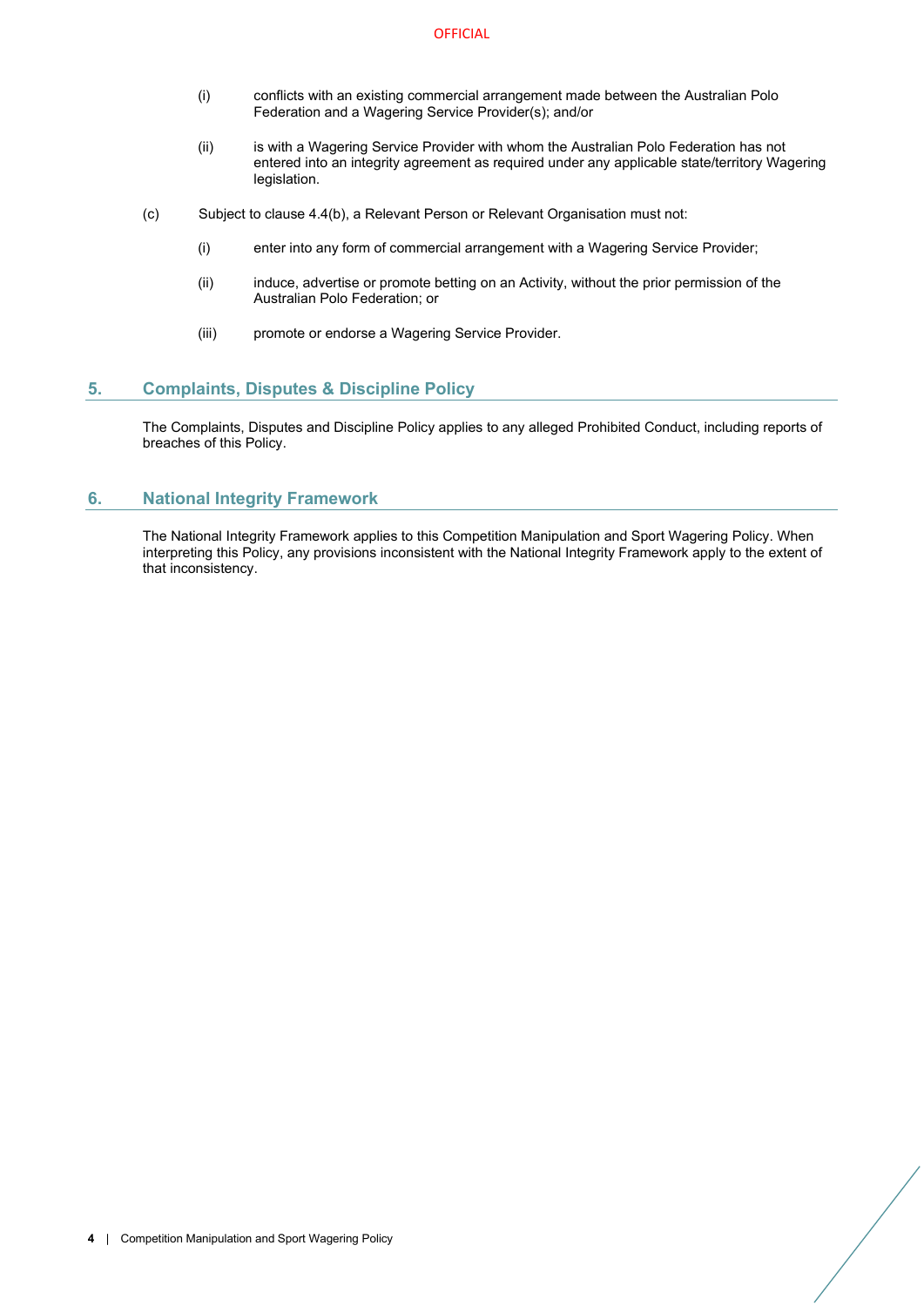(i) conflicts with an existing commercial arrangement made between the Australian Polo Federation and a Wagering Service Provider(s); and/or

(ii) is with a Wagering Service Provider with whom the Australian Polo Federation has not entered into an integrity agreement as required under any applicable state/territory Wagering legislation.

(c) Subject to clause 4.4(b), a Relevant Person or Relevant Organisation must not:

(i) enter into any form of commercial arrangement with a Wagering Service Provider;

(ii) induce, advertise or promote betting on an Activity, without the prior permission of the Australian Polo Federation; or

(iii) promote or endorse a Wagering Service Provider.

## 5. Complaints, Disputes & Discipline Policy

The Complaints, Disputes and Discipline Policy applies to any alleged Prohibited Conduct, including reports of breaches of this Policy.

## 6. National Integrity Framework

The National Integrity Framework applies to this Competition Manipulation and Sport Wagering Policy. When interpreting this Policy, any provisions inconsistent with the National Integrity Framework apply to the extent of that inconsistency.